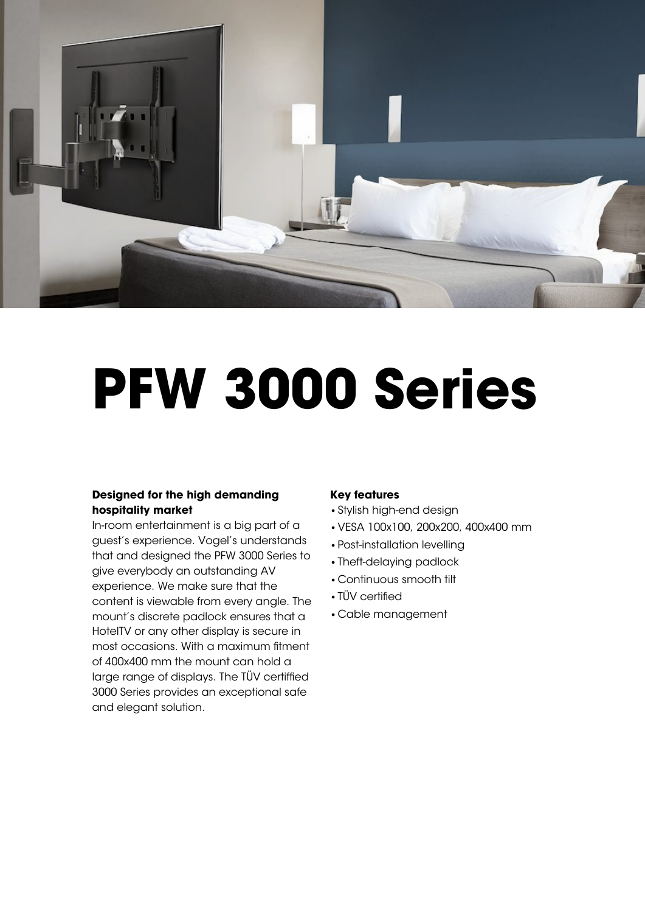# PFW 3000 Series

**Designed for the high demanding hospitality market**

In-room entertainment is a big part of a guest's experience. Vogel's understands that and designed the PFW 3000 Series to give everybody an outstanding AV experience. We make sure that the content is viewable from every angle. The mount's discrete padlock ensures that a HotelTV or any other display is secure in most occasions. With a maximum fitment of 400x400 mm the mount can hold a large range of displays. The TÜV certiffied 3000 Series provides an exceptional safe and elegant solution.

**Key features**

- Stylish high-end design
- VESA 100x100, 200x200, 400x400 mm
- Post-installation levelling
- Theft-delaying padlock
- Continuous smooth tilt
- TÜV certified
- Cable management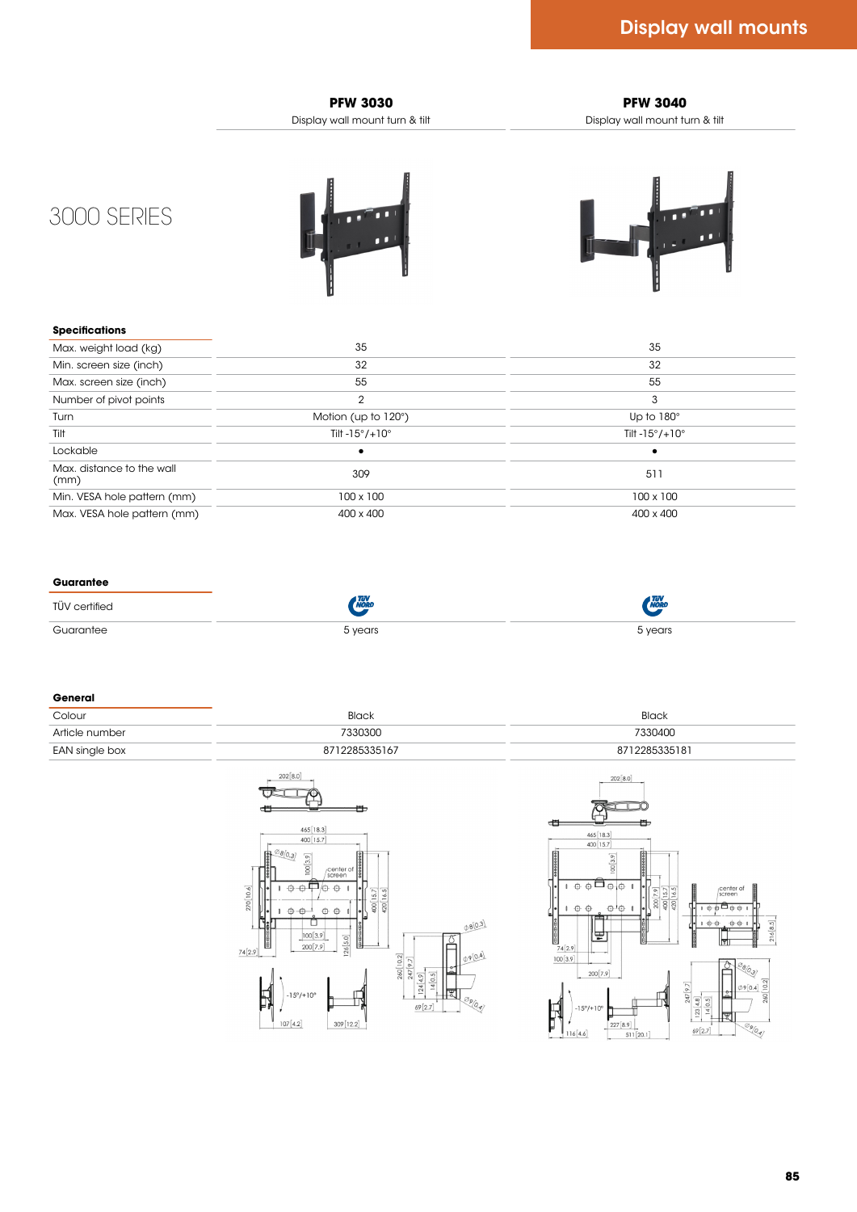# Display wall mounts

## 3000 SERIES

| | PFW 3030<br>Display wall mount turn & tilt | PFW 3040<br>Display wall mount turn & tilt |
|---|---|---|
| **Specifications** | | |
| Max. weight load (kg) | 35 | 35 |
| Min. screen size (inch) | 32 | 32 |
| Max. screen size (inch) | 55 | 55 |
| Number of pivot points | 2 | 3 |
| Turn | Motion (up to 120°) | Up to 180° |
| Tilt | Tilt -15°/+10° | Tilt -15°/+10° |
| Lockable | • | • |
| Max. distance to the wall (mm) | 309 | 511 |
| Min. VESA hole pattern (mm) | 100 x 100 | 100 x 100 |
| Max. VESA hole pattern (mm) | 400 x 400 | 400 x 400 |
| **Guarantee** | | |
| TÜV certified | TÜV NORD | TÜV NORD |
| Guarantee | 5 years | 5 years |
| **General** | | |
| Colour | Black | Black |
| Article number | 7330300 | 7330400 |
| EAN single box | 8712285335167 | 8712285335181 |